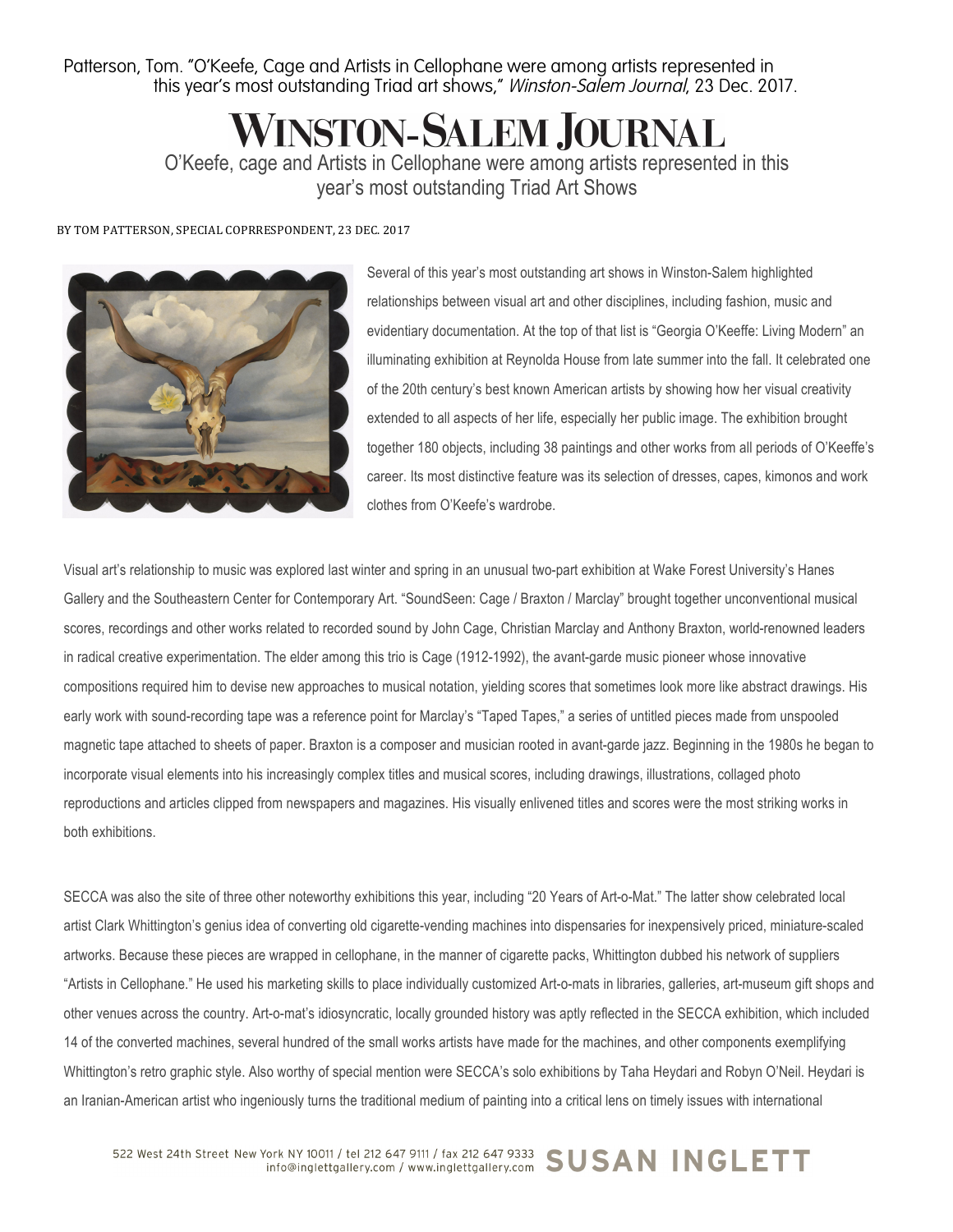Patterson, Tom. "O'Keefe, Cage and Artists in Cellophane were among artists represented in this year's most outstanding Triad art shows," *Winston-Salem Journal*, 23 Dec. 2017.

# WINSTON-SALEM JOURNAL

## O'Keefe, cage and Artists in Cellophane were among artists represented in this year's most outstanding Triad Art Shows

BY TOM PATTERSON, SPECIAL COPRRESPONDENT, 23 DEC. 2017

Several of this year's most outstanding art shows in Winston-Salem highlighted relationships between visual art and other disciplines, including fashion, music and evidentiary documentation. At the top of that list is "Georgia O'Keeffe: Living Modern" an illuminating exhibition at Reynolda House from late summer into the fall. It celebrated one of the 20th century's best known American artists by showing how her visual creativity extended to all aspects of her life, especially her public image. The exhibition brought together 180 objects, including 38 paintings and other works from all periods of O'Keeffe's career. Its most distinctive feature was its selection of dresses, capes, kimonos and work clothes from O'Keefe's wardrobe.

Visual art's relationship to music was explored last winter and spring in an unusual two-part exhibition at Wake Forest University's Hanes Gallery and the Southeastern Center for Contemporary Art. "SoundSeen: Cage / Braxton / Marclay" brought together unconventional musical scores, recordings and other works related to recorded sound by John Cage, Christian Marclay and Anthony Braxton, world-renowned leaders in radical creative experimentation. The elder among this trio is Cage (1912-1992), the avant-garde music pioneer whose innovative compositions required him to devise new approaches to musical notation, yielding scores that sometimes look more like abstract drawings. His early work with sound-recording tape was a reference point for Marclay's "Taped Tapes," a series of untitled pieces made from unspooled magnetic tape attached to sheets of paper. Braxton is a composer and musician rooted in avant-garde jazz. Beginning in the 1980s he began to incorporate visual elements into his increasingly complex titles and musical scores, including drawings, illustrations, collaged photo reproductions and articles clipped from newspapers and magazines. His visually enlivened titles and scores were the most striking works in both exhibitions.

SECCA was also the site of three other noteworthy exhibitions this year, including "20 Years of Art-o-Mat." The latter show celebrated local artist Clark Whittington's genius idea of converting old cigarette-vending machines into dispensaries for inexpensively priced, miniature-scaled artworks. Because these pieces are wrapped in cellophane, in the manner of cigarette packs, Whittington dubbed his network of suppliers "Artists in Cellophane." He used his marketing skills to place individually customized Art-o-mats in libraries, galleries, art-museum gift shops and other venues across the country. Art-o-mat's idiosyncratic, locally grounded history was aptly reflected in the SECCA exhibition, which included 14 of the converted machines, several hundred of the small works artists have made for the machines, and other components exemplifying Whittington's retro graphic style. Also worthy of special mention were SECCA's solo exhibitions by Taha Heydari and Robyn O'Neil. Heydari is an Iranian-American artist who ingeniously turns the traditional medium of painting into a critical lens on timely issues with international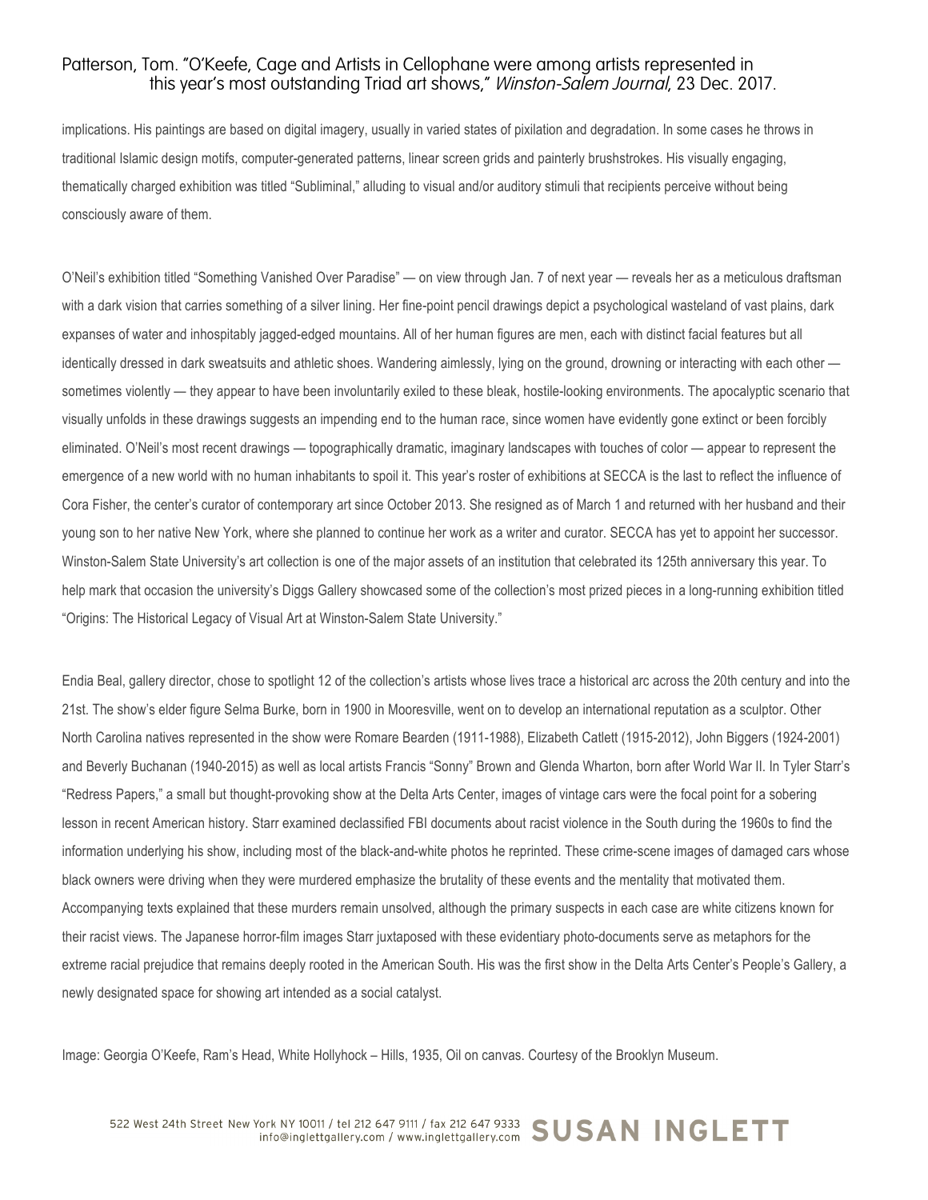implications. His paintings are based on digital imagery, usually in varied states of pixilation and degradation. In some cases he throws in traditional Islamic design motifs, computer-generated patterns, linear screen grids and painterly brushstrokes. His visually engaging, thematically charged exhibition was titled "Subliminal," alluding to visual and/or auditory stimuli that recipients perceive without being consciously aware of them.

O'Neil's exhibition titled "Something Vanished Over Paradise" — on view through Jan. 7 of next year — reveals her as a meticulous draftsman with a dark vision that carries something of a silver lining. Her fine-point pencil drawings depict a psychological wasteland of vast plains, dark expanses of water and inhospitably jagged-edged mountains. All of her human figures are men, each with distinct facial features but all identically dressed in dark sweatsuits and athletic shoes. Wandering aimlessly, lying on the ground, drowning or interacting with each other — sometimes violently — they appear to have been involuntarily exiled to these bleak, hostile-looking environments. The apocalyptic scenario that visually unfolds in these drawings suggests an impending end to the human race, since women have evidently gone extinct or been forcibly eliminated. O'Neil's most recent drawings — topographically dramatic, imaginary landscapes with touches of color — appear to represent the emergence of a new world with no human inhabitants to spoil it. This year's roster of exhibitions at SECCA is the last to reflect the influence of Cora Fisher, the center's curator of contemporary art since October 2013. She resigned as of March 1 and returned with her husband and their young son to her native New York, where she planned to continue her work as a writer and curator. SECCA has yet to appoint her successor. Winston-Salem State University's art collection is one of the major assets of an institution that celebrated its 125th anniversary this year. To help mark that occasion the university's Diggs Gallery showcased some of the collection's most prized pieces in a long-running exhibition titled "Origins: The Historical Legacy of Visual Art at Winston-Salem State University."

Endia Beal, gallery director, chose to spotlight 12 of the collection's artists whose lives trace a historical arc across the 20th century and into the 21st. The show's elder figure Selma Burke, born in 1900 in Mooresville, went on to develop an international reputation as a sculptor. Other North Carolina natives represented in the show were Romare Bearden (1911-1988), Elizabeth Catlett (1915-2012), John Biggers (1924-2001) and Beverly Buchanan (1940-2015) as well as local artists Francis "Sonny" Brown and Glenda Wharton, born after World War II. In Tyler Starr's "Redress Papers," a small but thought-provoking show at the Delta Arts Center, images of vintage cars were the focal point for a sobering lesson in recent American history. Starr examined declassified FBI documents about racist violence in the South during the 1960s to find the information underlying his show, including most of the black-and-white photos he reprinted. These crime-scene images of damaged cars whose black owners were driving when they were murdered emphasize the brutality of these events and the mentality that motivated them. Accompanying texts explained that these murders remain unsolved, although the primary suspects in each case are white citizens known for their racist views. The Japanese horror-film images Starr juxtaposed with these evidentiary photo-documents serve as metaphors for the extreme racial prejudice that remains deeply rooted in the American South. His was the first show in the Delta Arts Center's People's Gallery, a newly designated space for showing art intended as a social catalyst.

Image: Georgia O'Keefe, Ram's Head, White Hollyhock – Hills, 1935, Oil on canvas. Courtesy of the Brooklyn Museum.